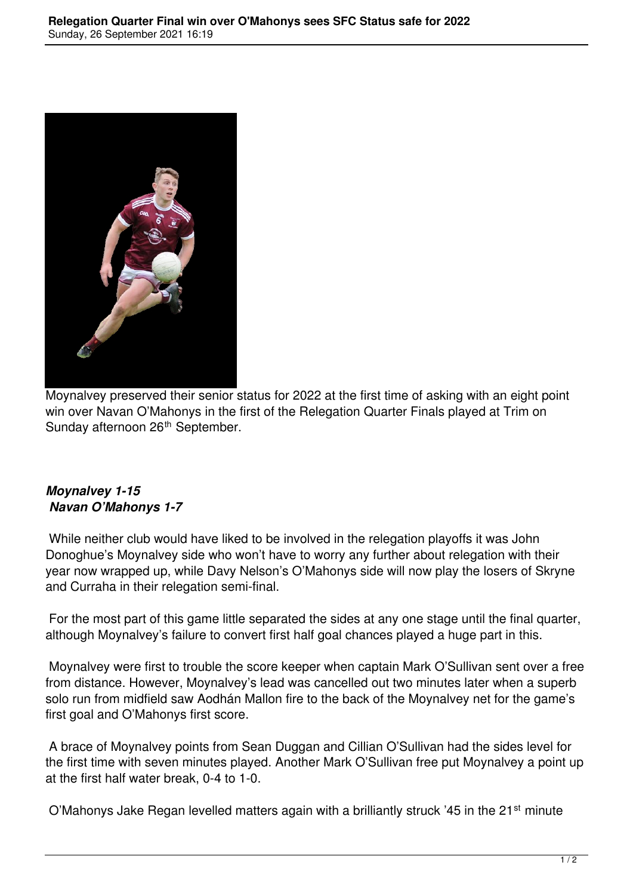Moynalvey preserved their senior status for 2022 at the first time of asking with an eight point win over Navan O'Mahonys in the first of the Relegation Quarter Finals played at Trim on Sunday afternoon 26th September.

***Moynalvey 1-15***
***Navan O'Mahonys 1-7***

While neither club would have liked to be involved in the relegation playoffs it was John Donoghue's Moynalvey side who won't have to worry any further about relegation with their year now wrapped up, while Davy Nelson's O'Mahonys side will now play the losers of Skryne and Curraha in their relegation semi-final.

For the most part of this game little separated the sides at any one stage until the final quarter, although Moynalvey's failure to convert first half goal chances played a huge part in this.

Moynalvey were first to trouble the score keeper when captain Mark O'Sullivan sent over a free from distance. However, Moynalvey's lead was cancelled out two minutes later when a superb solo run from midfield saw Aodhán Mallon fire to the back of the Moynalvey net for the game's first goal and O'Mahonys first score.

A brace of Moynalvey points from Sean Duggan and Cillian O'Sullivan had the sides level for the first time with seven minutes played. Another Mark O'Sullivan free put Moynalvey a point up at the first half water break, 0-4 to 1-0.

O'Mahonys Jake Regan levelled matters again with a brilliantly struck '45 in the 21st minute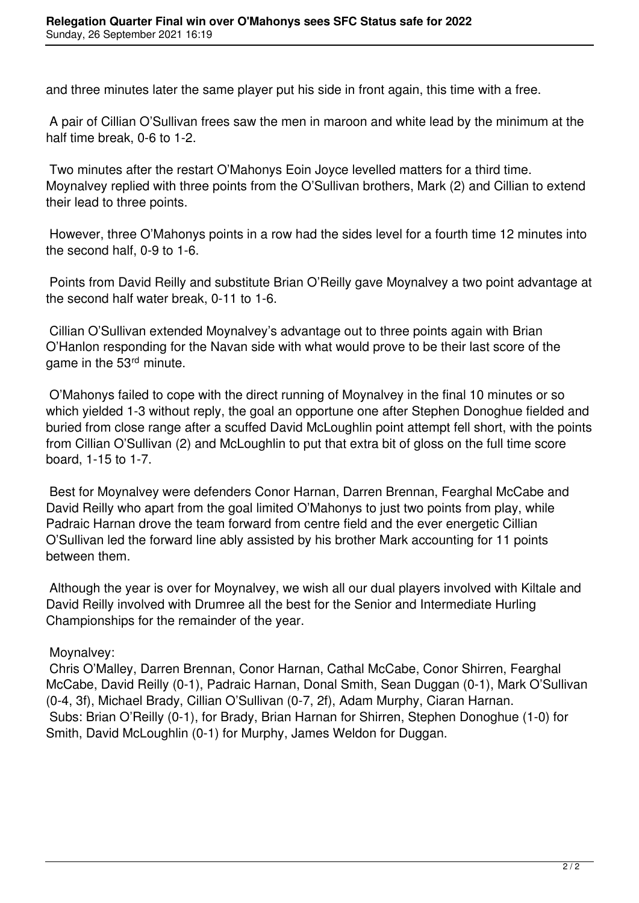and three minutes later the same player put his side in front again, this time with a free.

A pair of Cillian O'Sullivan frees saw the men in maroon and white lead by the minimum at the half time break, 0-6 to 1-2.

Two minutes after the restart O'Mahonys Eoin Joyce levelled matters for a third time. Moynalvey replied with three points from the O'Sullivan brothers, Mark (2) and Cillian to extend their lead to three points.

However, three O'Mahonys points in a row had the sides level for a fourth time 12 minutes into the second half, 0-9 to 1-6.

Points from David Reilly and substitute Brian O'Reilly gave Moynalvey a two point advantage at the second half water break, 0-11 to 1-6.

Cillian O'Sullivan extended Moynalvey's advantage out to three points again with Brian O'Hanlon responding for the Navan side with what would prove to be their last score of the game in the 53rd minute.

O'Mahonys failed to cope with the direct running of Moynalvey in the final 10 minutes or so which yielded 1-3 without reply, the goal an opportune one after Stephen Donoghue fielded and buried from close range after a scuffed David McLoughlin point attempt fell short, with the points from Cillian O'Sullivan (2) and McLoughlin to put that extra bit of gloss on the full time score board, 1-15 to 1-7.

Best for Moynalvey were defenders Conor Harnan, Darren Brennan, Fearghal McCabe and David Reilly who apart from the goal limited O'Mahonys to just two points from play, while Padraic Harnan drove the team forward from centre field and the ever energetic Cillian O'Sullivan led the forward line ably assisted by his brother Mark accounting for 11 points between them.

Although the year is over for Moynalvey, we wish all our dual players involved with Kiltale and David Reilly involved with Drumree all the best for the Senior and Intermediate Hurling Championships for the remainder of the year.

Moynalvey:

Chris O'Malley, Darren Brennan, Conor Harnan, Cathal McCabe, Conor Shirren, Fearghal McCabe, David Reilly (0-1), Padraic Harnan, Donal Smith, Sean Duggan (0-1), Mark O'Sullivan (0-4, 3f), Michael Brady, Cillian O'Sullivan (0-7, 2f), Adam Murphy, Ciaran Harnan.

Subs: Brian O'Reilly (0-1), for Brady, Brian Harnan for Shirren, Stephen Donoghue (1-0) for Smith, David McLoughlin (0-1) for Murphy, James Weldon for Duggan.